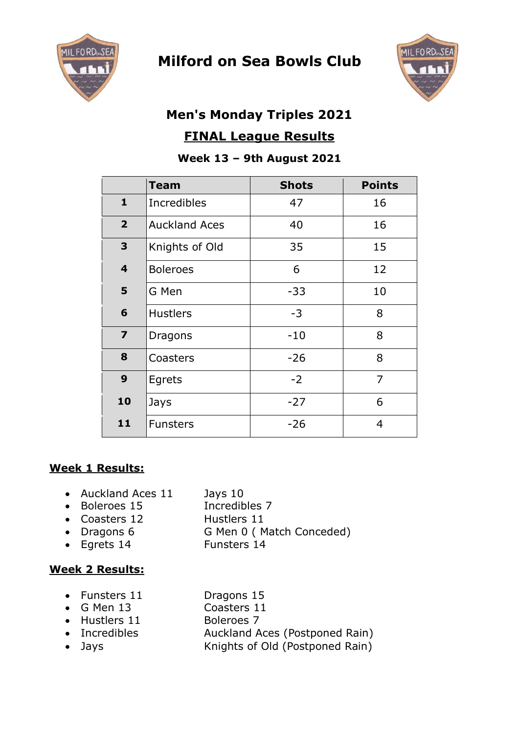# Milford on Sea Bowls Club

## Men's Monday Triples 2021

## FINAL League Results

### Week 13 – 9th August 2021

| | Team | Shots | Points |
|---|---|---|---|
| **1** | Incredibles | 47 | 16 |
| **2** | Auckland Aces | 40 | 16 |
| **3** | Knights of Old | 35 | 15 |
| **4** | Boleroes | 6 | 12 |
| **5** | G Men | -33 | 10 |
| **6** | Hustlers | -3 | 8 |
| **7** | Dragons | -10 | 8 |
| **8** | Coasters | -26 | 8 |
| **9** | Egrets | -2 | 7 |
| **10** | Jays | -27 | 6 |
| **11** | Funsters | -26 | 4 |

**Week 1 Results:**

- Auckland Aces 11 — Jays 10
- Boleroes 15 — Incredibles 7
- Coasters 12 — Hustlers 11
- Dragons 6 — G Men 0 ( Match Conceded)
- Egrets 14 — Funsters 14

**Week 2 Results:**

- Funsters 11 — Dragons 15
- G Men 13 — Coasters 11
- Hustlers 11 — Boleroes 7
- Incredibles — Auckland Aces (Postponed Rain)
- Jays — Knights of Old (Postponed Rain)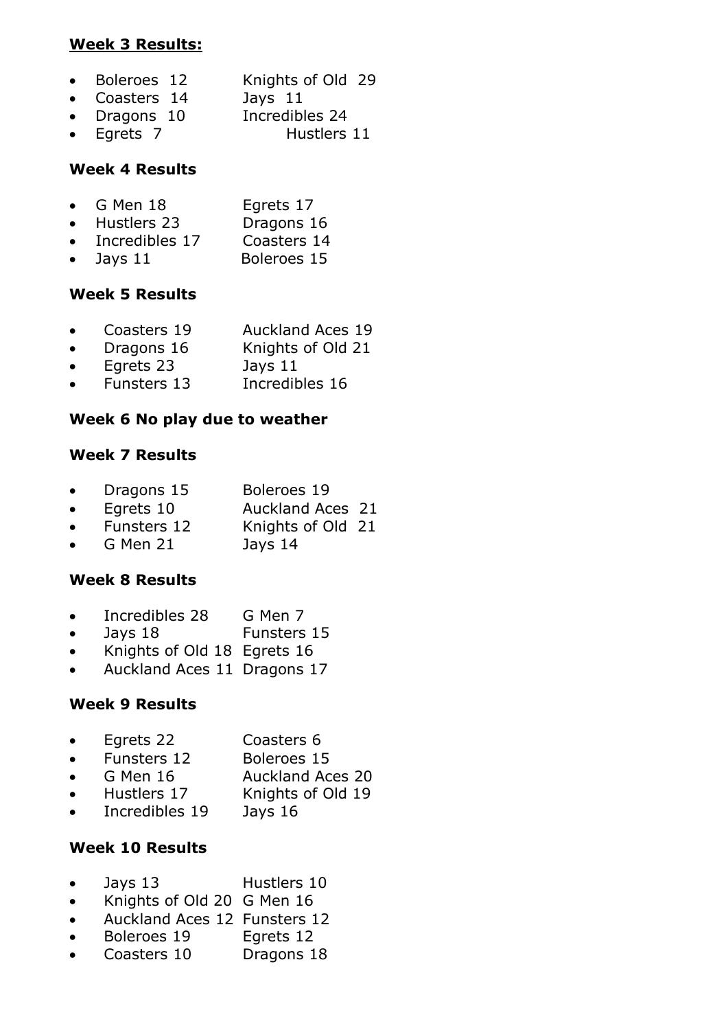**<u>Week 3 Results:</u>**

- Boleroes 12 Knights of Old 29
- Coasters 14 Jays 11
- Dragons 10 Incredibles 24
- Egrets 7 Hustlers 11

**Week 4 Results**

- G Men 18 Egrets 17
- Hustlers 23 Dragons 16
- Incredibles 17 Coasters 14
- Jays 11 Boleroes 15

**Week 5 Results**

- Coasters 19 Auckland Aces 19
- Dragons 16 Knights of Old 21
- Egrets 23 Jays 11
- Funsters 13 Incredibles 16

**Week 6 No play due to weather**

**Week 7 Results**

- Dragons 15 Boleroes 19
- Egrets 10 Auckland Aces 21
- Funsters 12 Knights of Old 21
- G Men 21 Jays 14

**Week 8 Results**

- Incredibles 28 G Men 7
- Jays 18 Funsters 15
- Knights of Old 18 Egrets 16
- Auckland Aces 11 Dragons 17

**Week 9 Results**

- Egrets 22 Coasters 6
- Funsters 12 Boleroes 15
- G Men 16 Auckland Aces 20
- Hustlers 17 Knights of Old 19
- Incredibles 19 Jays 16

**Week 10 Results**

- Jays 13 Hustlers 10
- Knights of Old 20 G Men 16
- Auckland Aces 12 Funsters 12
- Boleroes 19 Egrets 12
- Coasters 10 Dragons 18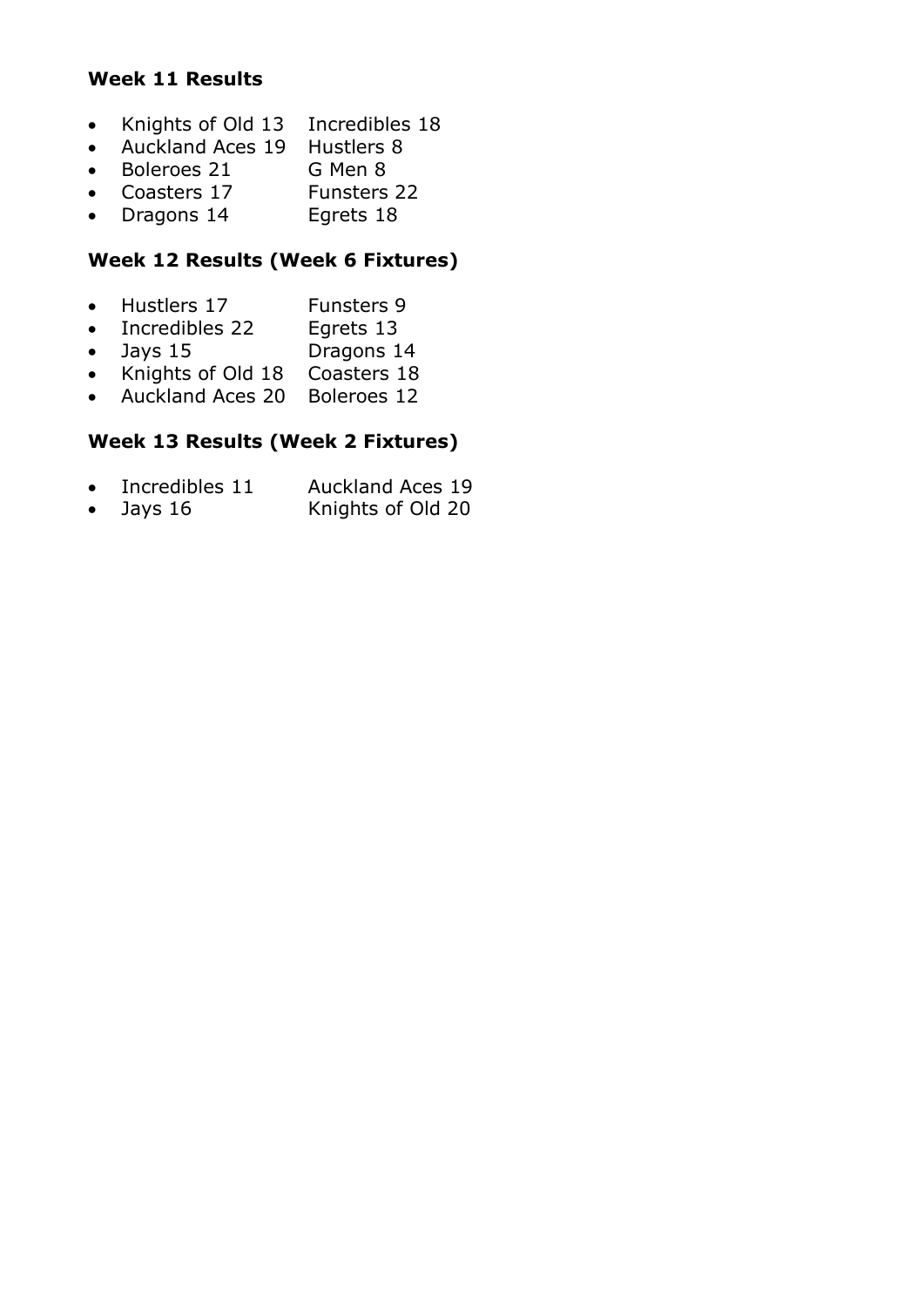### Week 11 Results

- Knights of Old 13 Incredibles 18
- Auckland Aces 19 Hustlers 8
- Boleroes 21 G Men 8
- Coasters 17 Funsters 22
- Dragons 14 Egrets 18

### Week 12 Results (Week 6 Fixtures)

- Hustlers 17 Funsters 9
- Incredibles 22 Egrets 13
- Jays 15 Dragons 14
- Knights of Old 18 Coasters 18
- Auckland Aces 20 Boleroes 12

### Week 13 Results (Week 2 Fixtures)

- Incredibles 11 Auckland Aces 19
- Jays 16 Knights of Old 20